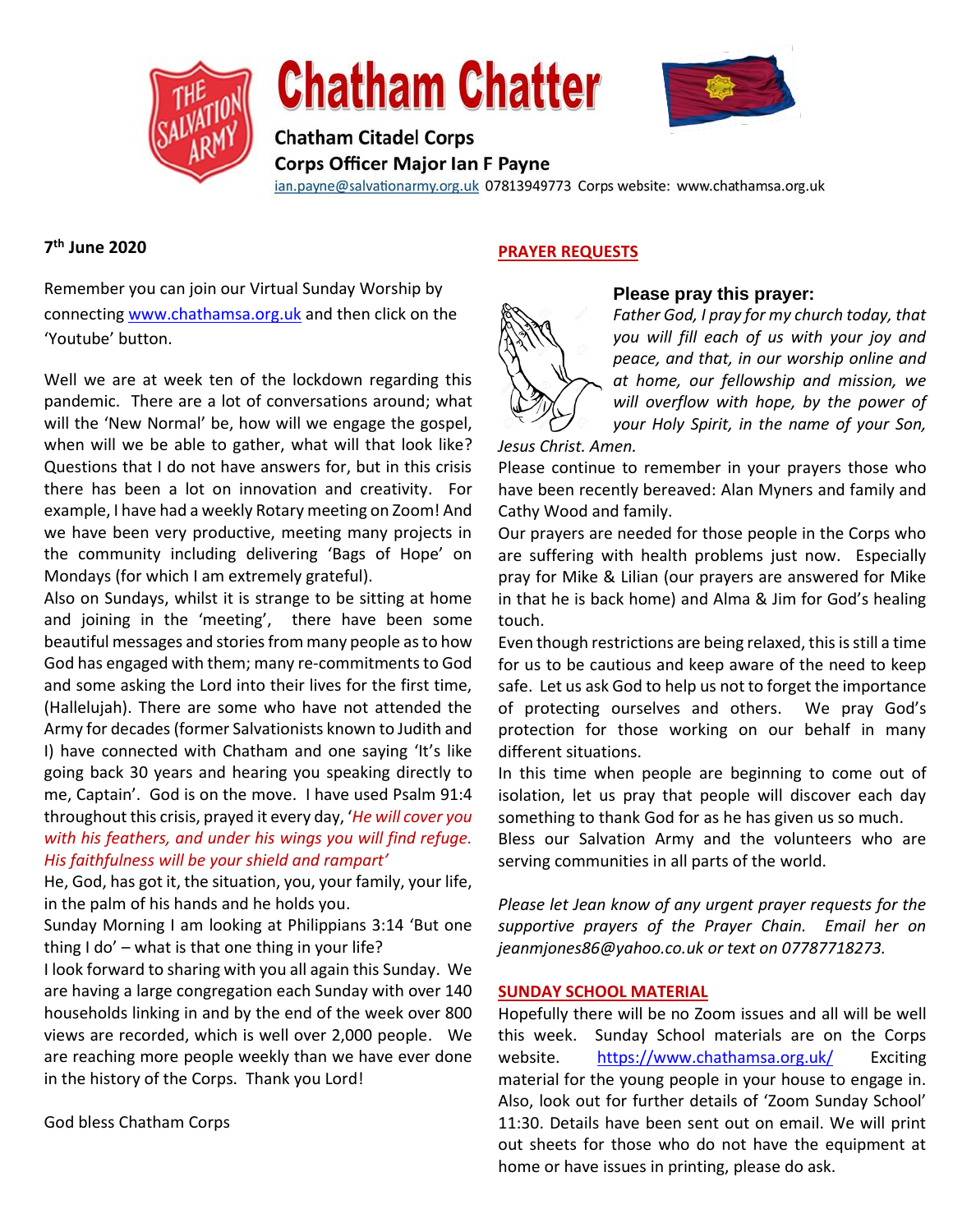# Chatham Chatter

**Chatham Citadel Corps**
**Corps Officer Major Ian F Payne**
ian.payne@salvationarmy.org.uk 07813949773 Corps website: www.chathamsa.org.uk

**7th June 2020**

Remember you can join our Virtual Sunday Worship by connecting www.chathamsa.org.uk and then click on the 'Youtube' button.

Well we are at week ten of the lockdown regarding this pandemic. There are a lot of conversations around; what will the 'New Normal' be, how will we engage the gospel, when will we be able to gather, what will that look like? Questions that I do not have answers for, but in this crisis there has been a lot on innovation and creativity. For example, I have had a weekly Rotary meeting on Zoom! And we have been very productive, meeting many projects in the community including delivering 'Bags of Hope' on Mondays (for which I am extremely grateful).

Also on Sundays, whilst it is strange to be sitting at home and joining in the 'meeting', there have been some beautiful messages and stories from many people as to how God has engaged with them; many re-commitments to God and some asking the Lord into their lives for the first time, (Hallelujah). There are some who have not attended the Army for decades (former Salvationists known to Judith and I) have connected with Chatham and one saying 'It's like going back 30 years and hearing you speaking directly to me, Captain'. God is on the move. I have used Psalm 91:4 throughout this crisis, prayed it every day, '*He will cover you with his feathers, and under his wings you will find refuge. His faithfulness will be your shield and rampart'*

He, God, has got it, the situation, you, your family, your life, in the palm of his hands and he holds you.

Sunday Morning I am looking at Philippians 3:14 'But one thing I do' – what is that one thing in your life?

I look forward to sharing with you all again this Sunday. We are having a large congregation each Sunday with over 140 households linking in and by the end of the week over 800 views are recorded, which is well over 2,000 people. We are reaching more people weekly than we have ever done in the history of the Corps. Thank you Lord!

God bless Chatham Corps

## PRAYER REQUESTS

**Please pray this prayer:**

*Father God, I pray for my church today, that you will fill each of us with your joy and peace, and that, in our worship online and at home, our fellowship and mission, we will overflow with hope, by the power of your Holy Spirit, in the name of your Son, Jesus Christ. Amen.*

Please continue to remember in your prayers those who have been recently bereaved: Alan Myners and family and Cathy Wood and family.

Our prayers are needed for those people in the Corps who are suffering with health problems just now. Especially pray for Mike & Lilian (our prayers are answered for Mike in that he is back home) and Alma & Jim for God's healing touch.

Even though restrictions are being relaxed, this is still a time for us to be cautious and keep aware of the need to keep safe. Let us ask God to help us not to forget the importance of protecting ourselves and others. We pray God's protection for those working on our behalf in many different situations.

In this time when people are beginning to come out of isolation, let us pray that people will discover each day something to thank God for as he has given us so much.

Bless our Salvation Army and the volunteers who are serving communities in all parts of the world.

*Please let Jean know of any urgent prayer requests for the supportive prayers of the Prayer Chain. Email her on jeanmjones86@yahoo.co.uk or text on 07787718273.*

## SUNDAY SCHOOL MATERIAL

Hopefully there will be no Zoom issues and all will be well this week. Sunday School materials are on the Corps website. https://www.chathamsa.org.uk/ Exciting material for the young people in your house to engage in. Also, look out for further details of 'Zoom Sunday School' 11:30. Details have been sent out on email. We will print out sheets for those who do not have the equipment at home or have issues in printing, please do ask.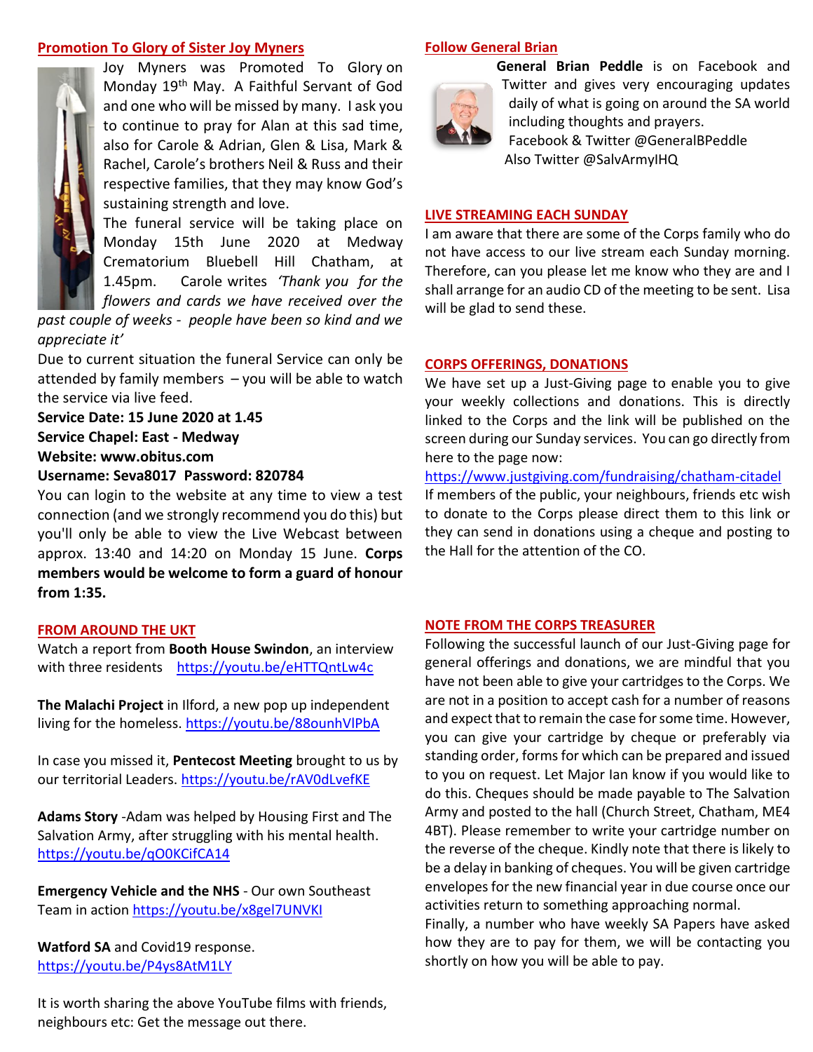## Promotion To Glory of Sister Joy Myners

Joy Myners was Promoted To Glory on Monday 19th May. A Faithful Servant of God and one who will be missed by many. I ask you to continue to pray for Alan at this sad time, also for Carole & Adrian, Glen & Lisa, Mark & Rachel, Carole's brothers Neil & Russ and their respective families, that they may know God's sustaining strength and love.

The funeral service will be taking place on Monday 15th June 2020 at Medway Crematorium Bluebell Hill Chatham, at 1.45pm. Carole writes *'Thank you for the flowers and cards we have received over the past couple of weeks - people have been so kind and we appreciate it'*

Due to current situation the funeral Service can only be attended by family members – you will be able to watch the service via live feed.

**Service Date: 15 June 2020 at 1.45**
**Service Chapel: East - Medway**
**Website: www.obitus.com**
**Username: Seva8017 Password: 820784**

You can login to the website at any time to view a test connection (and we strongly recommend you do this) but you'll only be able to view the Live Webcast between approx. 13:40 and 14:20 on Monday 15 June. **Corps members would be welcome to form a guard of honour from 1:35.**

## FROM AROUND THE UKT

Watch a report from **Booth House Swindon**, an interview with three residents https://youtu.be/eHTTQntLw4c

**The Malachi Project** in Ilford, a new pop up independent living for the homeless. https://youtu.be/88ounhVlPbA

In case you missed it, **Pentecost Meeting** brought to us by our territorial Leaders. https://youtu.be/rAV0dLvefKE

**Adams Story** -Adam was helped by Housing First and The Salvation Army, after struggling with his mental health. https://youtu.be/qO0KCifCA14

**Emergency Vehicle and the NHS** - Our own Southeast Team in action https://youtu.be/x8gel7UNVKI

**Watford SA** and Covid19 response. https://youtu.be/P4ys8AtM1LY

It is worth sharing the above YouTube films with friends, neighbours etc: Get the message out there.

## Follow General Brian

**General Brian Peddle** is on Facebook and Twitter and gives very encouraging updates daily of what is going on around the SA world including thoughts and prayers.
Facebook & Twitter @GeneralBPeddle
Also Twitter @SalvArmyIHQ

## LIVE STREAMING EACH SUNDAY

I am aware that there are some of the Corps family who do not have access to our live stream each Sunday morning. Therefore, can you please let me know who they are and I shall arrange for an audio CD of the meeting to be sent. Lisa will be glad to send these.

## CORPS OFFERINGS, DONATIONS

We have set up a Just-Giving page to enable you to give your weekly collections and donations. This is directly linked to the Corps and the link will be published on the screen during our Sunday services. You can go directly from here to the page now:
https://www.justgiving.com/fundraising/chatham-citadel
If members of the public, your neighbours, friends etc wish to donate to the Corps please direct them to this link or they can send in donations using a cheque and posting to the Hall for the attention of the CO.

## NOTE FROM THE CORPS TREASURER

Following the successful launch of our Just-Giving page for general offerings and donations, we are mindful that you have not been able to give your cartridges to the Corps. We are not in a position to accept cash for a number of reasons and expect that to remain the case for some time. However, you can give your cartridge by cheque or preferably via standing order, forms for which can be prepared and issued to you on request. Let Major Ian know if you would like to do this. Cheques should be made payable to The Salvation Army and posted to the hall (Church Street, Chatham, ME4 4BT). Please remember to write your cartridge number on the reverse of the cheque. Kindly note that there is likely to be a delay in banking of cheques. You will be given cartridge envelopes for the new financial year in due course once our activities return to something approaching normal.
Finally, a number who have weekly SA Papers have asked how they are to pay for them, we will be contacting you shortly on how you will be able to pay.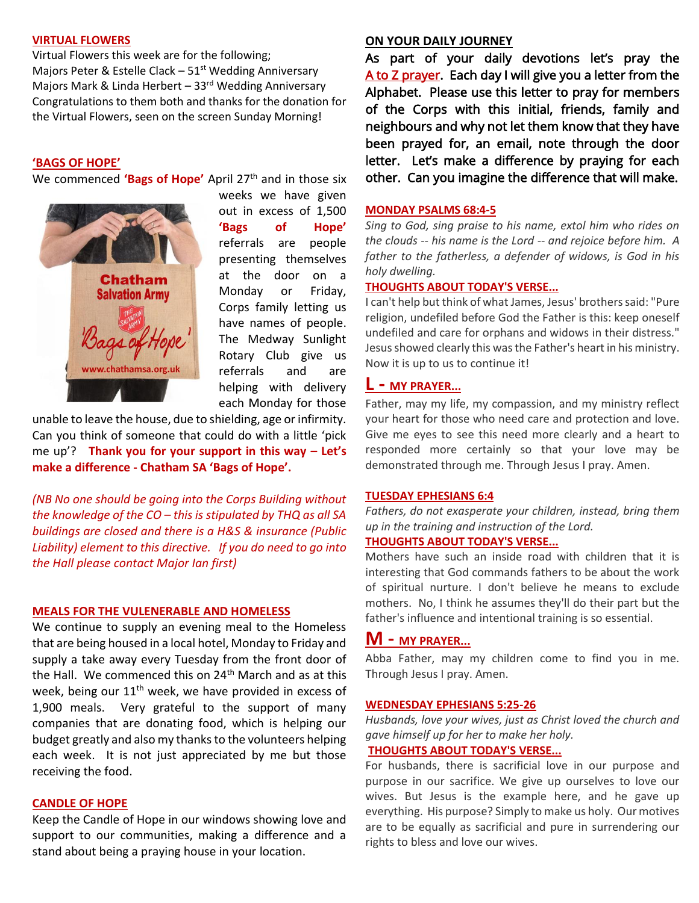## VIRTUAL FLOWERS

Virtual Flowers this week are for the following;
Majors Peter & Estelle Clack – 51st Wedding Anniversary
Majors Mark & Linda Herbert – 33rd Wedding Anniversary
Congratulations to them both and thanks for the donation for the Virtual Flowers, seen on the screen Sunday Morning!

## 'BAGS OF HOPE'

We commenced **'Bags of Hope'** April 27th and in those six weeks we have given out in excess of 1,500 **'Bags of Hope'** referrals are people presenting themselves at the door on a Monday or Friday, Corps family letting us have names of people. The Medway Sunlight Rotary Club give us referrals and are helping with delivery each Monday for those unable to leave the house, due to shielding, age or infirmity. Can you think of someone that could do with a little 'pick me up'? **Thank you for your support in this way – Let's make a difference - Chatham SA 'Bags of Hope'.**

*(NB No one should be going into the Corps Building without the knowledge of the CO – this is stipulated by THQ as all SA buildings are closed and there is a H&S & insurance (Public Liability) element to this directive. If you do need to go into the Hall please contact Major Ian first)*

## MEALS FOR THE VULENERABLE AND HOMELESS

We continue to supply an evening meal to the Homeless that are being housed in a local hotel, Monday to Friday and supply a take away every Tuesday from the front door of the Hall. We commenced this on 24th March and as at this week, being our 11th week, we have provided in excess of 1,900 meals. Very grateful to the support of many companies that are donating food, which is helping our budget greatly and also my thanks to the volunteers helping each week. It is not just appreciated by me but those receiving the food.

## CANDLE OF HOPE

Keep the Candle of Hope in our windows showing love and support to our communities, making a difference and a stand about being a praying house in your location.

## ON YOUR DAILY JOURNEY

As part of your daily devotions let's pray the A to Z prayer. Each day I will give you a letter from the Alphabet. Please use this letter to pray for members of the Corps with this initial, friends, family and neighbours and why not let them know that they have been prayed for, an email, note through the door letter. Let's make a difference by praying for each other. Can you imagine the difference that will make.

### MONDAY PSALMS 68:4-5

*Sing to God, sing praise to his name, extol him who rides on the clouds -- his name is the Lord -- and rejoice before him. A father to the fatherless, a defender of widows, is God in his holy dwelling.*

**THOUGHTS ABOUT TODAY'S VERSE...**

I can't help but think of what James, Jesus' brothers said: "Pure religion, undefiled before God the Father is this: keep oneself undefiled and care for orphans and widows in their distress." Jesus showed clearly this was the Father's heart in his ministry. Now it is up to us to continue it!

**L - MY PRAYER...**

Father, may my life, my compassion, and my ministry reflect your heart for those who need care and protection and love. Give me eyes to see this need more clearly and a heart to responded more certainly so that your love may be demonstrated through me. Through Jesus I pray. Amen.

### TUESDAY EPHESIANS 6:4

*Fathers, do not exasperate your children, instead, bring them up in the training and instruction of the Lord.*

**THOUGHTS ABOUT TODAY'S VERSE...**

Mothers have such an inside road with children that it is interesting that God commands fathers to be about the work of spiritual nurture. I don't believe he means to exclude mothers. No, I think he assumes they'll do their part but the father's influence and intentional training is so essential.

**M - MY PRAYER...**

Abba Father, may my children come to find you in me. Through Jesus I pray. Amen.

### WEDNESDAY EPHESIANS 5:25-26

*Husbands, love your wives, just as Christ loved the church and gave himself up for her to make her holy.*

**THOUGHTS ABOUT TODAY'S VERSE...**

For husbands, there is sacrificial love in our purpose and purpose in our sacrifice. We give up ourselves to love our wives. But Jesus is the example here, and he gave up everything. His purpose? Simply to make us holy. Our motives are to be equally as sacrificial and pure in surrendering our rights to bless and love our wives.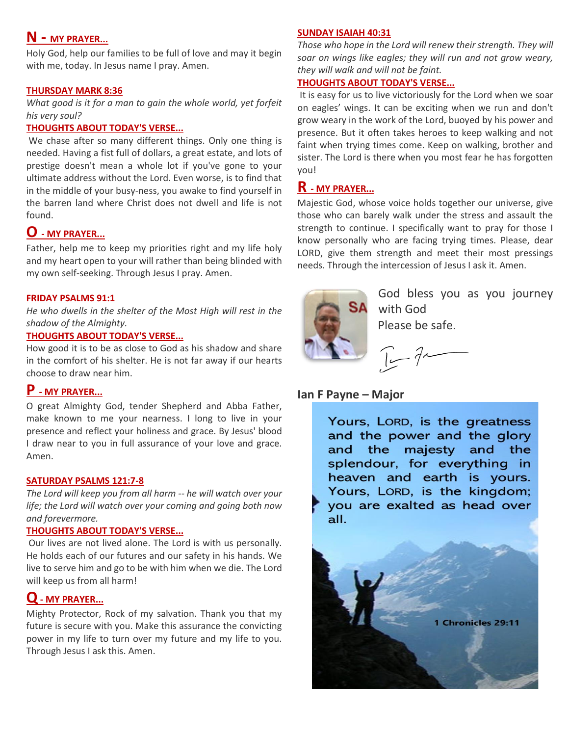## N - MY PRAYER...

Holy God, help our families to be full of love and may it begin with me, today. In Jesus name I pray. Amen.

**THURSDAY MARK 8:36**

*What good is it for a man to gain the whole world, yet forfeit his very soul?*

**THOUGHTS ABOUT TODAY'S VERSE...**

We chase after so many different things. Only one thing is needed. Having a fist full of dollars, a great estate, and lots of prestige doesn't mean a whole lot if you've gone to your ultimate address without the Lord. Even worse, is to find that in the middle of your busy-ness, you awake to find yourself in the barren land where Christ does not dwell and life is not found.

## O - MY PRAYER...

Father, help me to keep my priorities right and my life holy and my heart open to your will rather than being blinded with my own self-seeking. Through Jesus I pray. Amen.

**FRIDAY PSALMS 91:1**

*He who dwells in the shelter of the Most High will rest in the shadow of the Almighty.*

**THOUGHTS ABOUT TODAY'S VERSE...**

How good it is to be as close to God as his shadow and share in the comfort of his shelter. He is not far away if our hearts choose to draw near him.

## P - MY PRAYER...

O great Almighty God, tender Shepherd and Abba Father, make known to me your nearness. I long to live in your presence and reflect your holiness and grace. By Jesus' blood I draw near to you in full assurance of your love and grace. Amen.

**SATURDAY PSALMS 121:7-8**

*The Lord will keep you from all harm -- he will watch over your life; the Lord will watch over your coming and going both now and forevermore.*

**THOUGHTS ABOUT TODAY'S VERSE...**

Our lives are not lived alone. The Lord is with us personally. He holds each of our futures and our safety in his hands. We live to serve him and go to be with him when we die. The Lord will keep us from all harm!

## Q - MY PRAYER...

Mighty Protector, Rock of my salvation. Thank you that my future is secure with you. Make this assurance the convicting power in my life to turn over my future and my life to you. Through Jesus I ask this. Amen.

**SUNDAY ISAIAH 40:31**

*Those who hope in the Lord will renew their strength. They will soar on wings like eagles; they will run and not grow weary, they will walk and will not be faint.*

**THOUGHTS ABOUT TODAY'S VERSE...**

It is easy for us to live victoriously for the Lord when we soar on eagles' wings. It can be exciting when we run and don't grow weary in the work of the Lord, buoyed by his power and presence. But it often takes heroes to keep walking and not faint when trying times come. Keep on walking, brother and sister. The Lord is there when you most fear he has forgotten you!

## R - MY PRAYER...

Majestic God, whose voice holds together our universe, give those who can barely walk under the stress and assault the strength to continue. I specifically want to pray for those I know personally who are facing trying times. Please, dear LORD, give them strength and meet their most pressings needs. Through the intercession of Jesus I ask it. Amen.

God bless you as you journey with God

Please be safe.

**Ian F Payne – Major**

Yours, LORD, is the greatness and the power and the glory and the majesty and the splendour, for everything in heaven and earth is yours. Yours, LORD, is the kingdom; you are exalted as head over all.

1 Chronicles 29:11